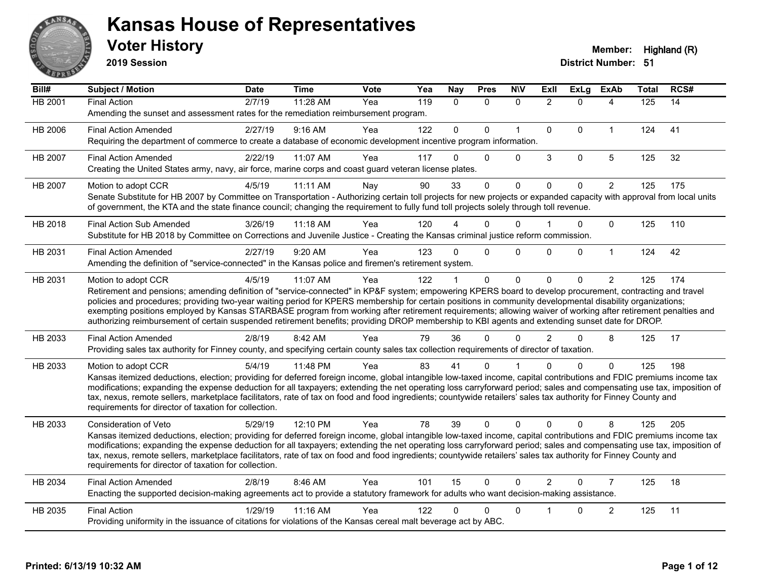# Kansas House of Representatives

## Voter History

**2019 Session**

**Member:** Highland (R)
**District Number:** 51

| Bill# | Subject / Motion | Date | Time | Vote | Yea | Nay | Pres | N\V | ExII | ExLg | ExAb | Total | RCS# |
|---|---|---|---|---|---|---|---|---|---|---|---|---|---|
| HB 2001 | Final Action | 2/7/19 | 11:28 AM | Yea | 119 | 0 | 0 | 0 | 2 | 0 | 4 | 125 | 14 |
| | Amending the sunset and assessment rates for the remediation reimbursement program. | | | | | | | | | | | | |
| HB 2006 | Final Action Amended | 2/27/19 | 9:16 AM | Yea | 122 | 0 | 0 | 1 | 0 | 0 | 1 | 124 | 41 |
| | Requiring the department of commerce to create a database of economic development incentive program information. | | | | | | | | | | | | |
| HB 2007 | Final Action Amended | 2/22/19 | 11:07 AM | Yea | 117 | 0 | 0 | 0 | 3 | 0 | 5 | 125 | 32 |
| | Creating the United States army, navy, air force, marine corps and coast guard veteran license plates. | | | | | | | | | | | | |
| HB 2007 | Motion to adopt CCR | 4/5/19 | 11:11 AM | Nay | 90 | 33 | 0 | 0 | 0 | 0 | 2 | 125 | 175 |
| | Senate Substitute for HB 2007 by Committee on Transportation - Authorizing certain toll projects for new projects or expanded capacity with approval from local units of government, the KTA and the state finance council; changing the requirement to fully fund toll projects solely through toll revenue. | | | | | | | | | | | | |
| HB 2018 | Final Action Sub Amended | 3/26/19 | 11:18 AM | Yea | 120 | 4 | 0 | 0 | 1 | 0 | 0 | 125 | 110 |
| | Substitute for HB 2018 by Committee on Corrections and Juvenile Justice - Creating the Kansas criminal justice reform commission. | | | | | | | | | | | | |
| HB 2031 | Final Action Amended | 2/27/19 | 9:20 AM | Yea | 123 | 0 | 0 | 0 | 0 | 0 | 1 | 124 | 42 |
| | Amending the definition of "service-connected" in the Kansas police and firemen's retirement system. | | | | | | | | | | | | |
| HB 2031 | Motion to adopt CCR | 4/5/19 | 11:07 AM | Yea | 122 | 1 | 0 | 0 | 0 | 0 | 2 | 125 | 174 |
| | Retirement and pensions; amending definition of "service-connected" in KP&F system; empowering KPERS board to develop procurement, contracting and travel policies and procedures; providing two-year waiting period for KPERS membership for certain positions in community developmental disability organizations; exempting positions employed by Kansas STARBASE program from working after retirement requirements; allowing waiver of working after retirement penalties and authorizing reimbursement of certain suspended retirement benefits; providing DROP membership to KBI agents and extending sunset date for DROP. | | | | | | | | | | | | |
| HB 2033 | Final Action Amended | 2/8/19 | 8:42 AM | Yea | 79 | 36 | 0 | 0 | 2 | 0 | 8 | 125 | 17 |
| | Providing sales tax authority for Finney county, and specifying certain county sales tax collection requirements of director of taxation. | | | | | | | | | | | | |
| HB 2033 | Motion to adopt CCR | 5/4/19 | 11:48 PM | Yea | 83 | 41 | 0 | 1 | 0 | 0 | 0 | 125 | 198 |
| | Kansas itemized deductions, election; providing for deferred foreign income, global intangible low-taxed income, capital contributions and FDIC premiums income tax modifications; expanding the expense deduction for all taxpayers; extending the net operating loss carryforward period; sales and compensating use tax, imposition of tax, nexus, remote sellers, marketplace facilitators, rate of tax on food and food ingredients; countywide retailers' sales tax authority for Finney County and requirements for director of taxation for collection. | | | | | | | | | | | | |
| HB 2033 | Consideration of Veto | 5/29/19 | 12:10 PM | Yea | 78 | 39 | 0 | 0 | 0 | 0 | 8 | 125 | 205 |
| | Kansas itemized deductions, election; providing for deferred foreign income, global intangible low-taxed income, capital contributions and FDIC premiums income tax modifications; expanding the expense deduction for all taxpayers; extending the net operating loss carryforward period; sales and compensating use tax, imposition of tax, nexus, remote sellers, marketplace facilitators, rate of tax on food and food ingredients; countywide retailers' sales tax authority for Finney County and requirements for director of taxation for collection. | | | | | | | | | | | | |
| HB 2034 | Final Action Amended | 2/8/19 | 8:46 AM | Yea | 101 | 15 | 0 | 0 | 2 | 0 | 7 | 125 | 18 |
| | Enacting the supported decision-making agreements act to provide a statutory framework for adults who want decision-making assistance. | | | | | | | | | | | | |
| HB 2035 | Final Action | 1/29/19 | 11:16 AM | Yea | 122 | 0 | 0 | 0 | 1 | 0 | 2 | 125 | 11 |
| | Providing uniformity in the issuance of citations for violations of the Kansas cereal malt beverage act by ABC. | | | | | | | | | | | | |

Printed: 6/13/19 10:32 AM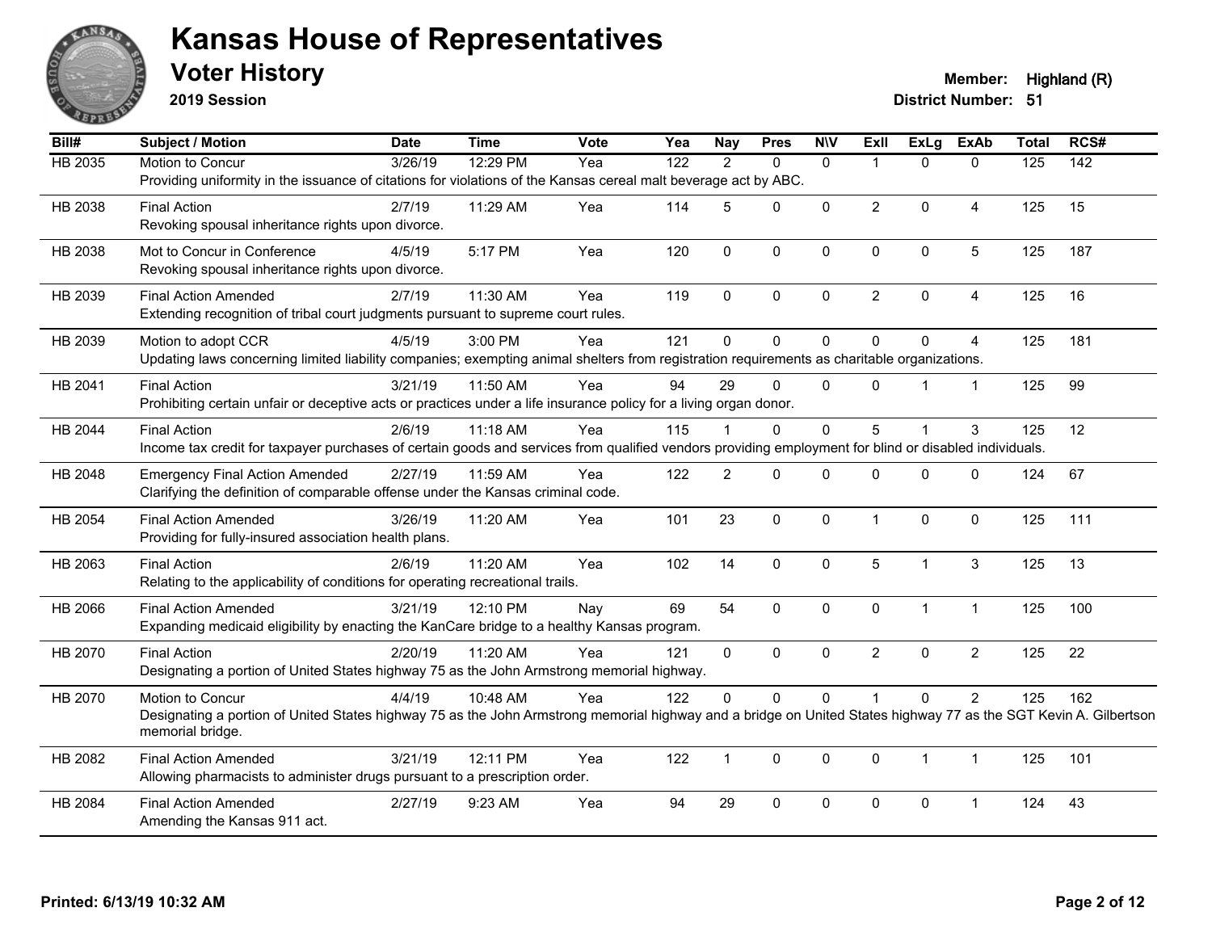# Kansas House of Representatives

## Voter History

**2019 Session**

**Member:** Highland (R)
**District Number:** 51

| Bill# | Subject / Motion | Date | Time | Vote | Yea | Nay | Pres | N\V | ExII | ExLg | ExAb | Total | RCS# |
|---|---|---|---|---|---|---|---|---|---|---|---|---|---|
| HB 2035 | Motion to Concur | 3/26/19 | 12:29 PM | Yea | 122 | 2 | 0 | 0 | 1 | 0 | 0 | 125 | 142 |
| | Providing uniformity in the issuance of citations for violations of the Kansas cereal malt beverage act by ABC. | | | | | | | | | | | | |
| HB 2038 | Final Action | 2/7/19 | 11:29 AM | Yea | 114 | 5 | 0 | 0 | 2 | 0 | 4 | 125 | 15 |
| | Revoking spousal inheritance rights upon divorce. | | | | | | | | | | | | |
| HB 2038 | Mot to Concur in Conference | 4/5/19 | 5:17 PM | Yea | 120 | 0 | 0 | 0 | 0 | 0 | 5 | 125 | 187 |
| | Revoking spousal inheritance rights upon divorce. | | | | | | | | | | | | |
| HB 2039 | Final Action Amended | 2/7/19 | 11:30 AM | Yea | 119 | 0 | 0 | 0 | 2 | 0 | 4 | 125 | 16 |
| | Extending recognition of tribal court judgments pursuant to supreme court rules. | | | | | | | | | | | | |
| HB 2039 | Motion to adopt CCR | 4/5/19 | 3:00 PM | Yea | 121 | 0 | 0 | 0 | 0 | 0 | 4 | 125 | 181 |
| | Updating laws concerning limited liability companies; exempting animal shelters from registration requirements as charitable organizations. | | | | | | | | | | | | |
| HB 2041 | Final Action | 3/21/19 | 11:50 AM | Yea | 94 | 29 | 0 | 0 | 0 | 1 | 1 | 125 | 99 |
| | Prohibiting certain unfair or deceptive acts or practices under a life insurance policy for a living organ donor. | | | | | | | | | | | | |
| HB 2044 | Final Action | 2/6/19 | 11:18 AM | Yea | 115 | 1 | 0 | 0 | 5 | 1 | 3 | 125 | 12 |
| | Income tax credit for taxpayer purchases of certain goods and services from qualified vendors providing employment for blind or disabled individuals. | | | | | | | | | | | | |
| HB 2048 | Emergency Final Action Amended | 2/27/19 | 11:59 AM | Yea | 122 | 2 | 0 | 0 | 0 | 0 | 0 | 124 | 67 |
| | Clarifying the definition of comparable offense under the Kansas criminal code. | | | | | | | | | | | | |
| HB 2054 | Final Action Amended | 3/26/19 | 11:20 AM | Yea | 101 | 23 | 0 | 0 | 1 | 0 | 0 | 125 | 111 |
| | Providing for fully-insured association health plans. | | | | | | | | | | | | |
| HB 2063 | Final Action | 2/6/19 | 11:20 AM | Yea | 102 | 14 | 0 | 0 | 5 | 1 | 3 | 125 | 13 |
| | Relating to the applicability of conditions for operating recreational trails. | | | | | | | | | | | | |
| HB 2066 | Final Action Amended | 3/21/19 | 12:10 PM | Nay | 69 | 54 | 0 | 0 | 0 | 1 | 1 | 125 | 100 |
| | Expanding medicaid eligibility by enacting the KanCare bridge to a healthy Kansas program. | | | | | | | | | | | | |
| HB 2070 | Final Action | 2/20/19 | 11:20 AM | Yea | 121 | 0 | 0 | 0 | 2 | 0 | 2 | 125 | 22 |
| | Designating a portion of United States highway 75 as the John Armstrong memorial highway. | | | | | | | | | | | | |
| HB 2070 | Motion to Concur | 4/4/19 | 10:48 AM | Yea | 122 | 0 | 0 | 0 | 1 | 0 | 2 | 125 | 162 |
| | Designating a portion of United States highway 75 as the John Armstrong memorial highway and a bridge on United States highway 77 as the SGT Kevin A. Gilbertson memorial bridge. | | | | | | | | | | | | |
| HB 2082 | Final Action Amended | 3/21/19 | 12:11 PM | Yea | 122 | 1 | 0 | 0 | 0 | 1 | 1 | 125 | 101 |
| | Allowing pharmacists to administer drugs pursuant to a prescription order. | | | | | | | | | | | | |
| HB 2084 | Final Action Amended | 2/27/19 | 9:23 AM | Yea | 94 | 29 | 0 | 0 | 0 | 0 | 1 | 124 | 43 |
| | Amending the Kansas 911 act. | | | | | | | | | | | | |

Printed: 6/13/19 10:32 AM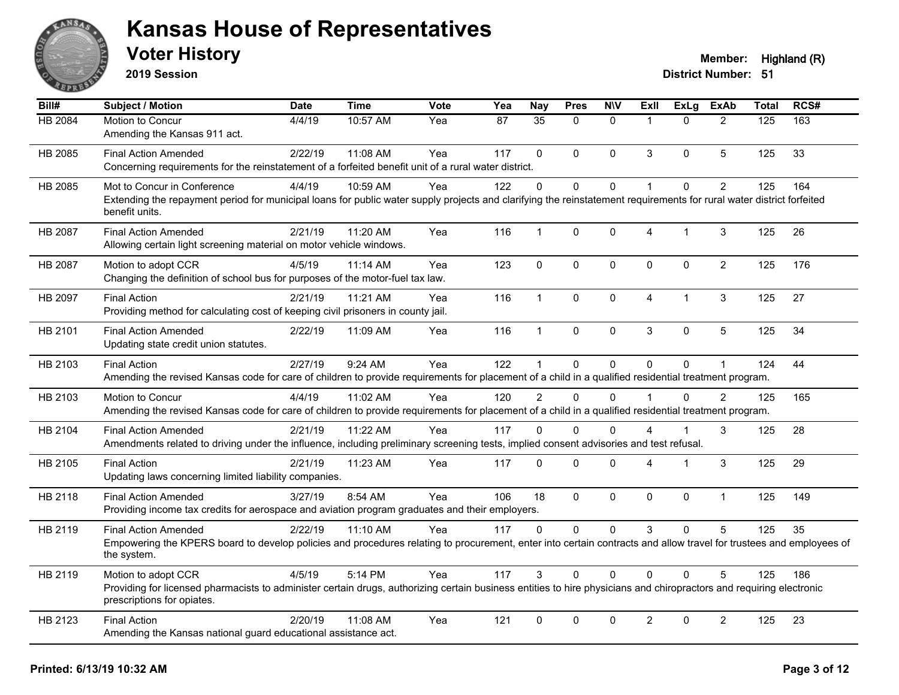# Kansas House of Representatives

## Voter History

**2019 Session**

**Member:** Highland (R)

**District Number:** 51

| Bill# | Subject / Motion | Date | Time | Vote | Yea | Nay | Pres | N\V | ExII | ExLg | ExAb | Total | RCS# |
|---|---|---|---|---|---|---|---|---|---|---|---|---|---|
| HB 2084 | Motion to Concur<br>Amending the Kansas 911 act. | 4/4/19 | 10:57 AM | Yea | 87 | 35 | 0 | 0 | 1 | 0 | 2 | 125 | 163 |
| HB 2085 | Final Action Amended<br>Concerning requirements for the reinstatement of a forfeited benefit unit of a rural water district. | 2/22/19 | 11:08 AM | Yea | 117 | 0 | 0 | 0 | 3 | 0 | 5 | 125 | 33 |
| HB 2085 | Mot to Concur in Conference<br>Extending the repayment period for municipal loans for public water supply projects and clarifying the reinstatement requirements for rural water district forfeited benefit units. | 4/4/19 | 10:59 AM | Yea | 122 | 0 | 0 | 0 | 1 | 0 | 2 | 125 | 164 |
| HB 2087 | Final Action Amended<br>Allowing certain light screening material on motor vehicle windows. | 2/21/19 | 11:20 AM | Yea | 116 | 1 | 0 | 0 | 4 | 1 | 3 | 125 | 26 |
| HB 2087 | Motion to adopt CCR<br>Changing the definition of school bus for purposes of the motor-fuel tax law. | 4/5/19 | 11:14 AM | Yea | 123 | 0 | 0 | 0 | 0 | 0 | 2 | 125 | 176 |
| HB 2097 | Final Action<br>Providing method for calculating cost of keeping civil prisoners in county jail. | 2/21/19 | 11:21 AM | Yea | 116 | 1 | 0 | 0 | 4 | 1 | 3 | 125 | 27 |
| HB 2101 | Final Action Amended<br>Updating state credit union statutes. | 2/22/19 | 11:09 AM | Yea | 116 | 1 | 0 | 0 | 3 | 0 | 5 | 125 | 34 |
| HB 2103 | Final Action<br>Amending the revised Kansas code for care of children to provide requirements for placement of a child in a qualified residential treatment program. | 2/27/19 | 9:24 AM | Yea | 122 | 1 | 0 | 0 | 0 | 0 | 1 | 124 | 44 |
| HB 2103 | Motion to Concur<br>Amending the revised Kansas code for care of children to provide requirements for placement of a child in a qualified residential treatment program. | 4/4/19 | 11:02 AM | Yea | 120 | 2 | 0 | 0 | 1 | 0 | 2 | 125 | 165 |
| HB 2104 | Final Action Amended<br>Amendments related to driving under the influence, including preliminary screening tests, implied consent advisories and test refusal. | 2/21/19 | 11:22 AM | Yea | 117 | 0 | 0 | 0 | 4 | 1 | 3 | 125 | 28 |
| HB 2105 | Final Action<br>Updating laws concerning limited liability companies. | 2/21/19 | 11:23 AM | Yea | 117 | 0 | 0 | 0 | 4 | 1 | 3 | 125 | 29 |
| HB 2118 | Final Action Amended<br>Providing income tax credits for aerospace and aviation program graduates and their employers. | 3/27/19 | 8:54 AM | Yea | 106 | 18 | 0 | 0 | 0 | 0 | 1 | 125 | 149 |
| HB 2119 | Final Action Amended<br>Empowering the KPERS board to develop policies and procedures relating to procurement, enter into certain contracts and allow travel for trustees and employees of the system. | 2/22/19 | 11:10 AM | Yea | 117 | 0 | 0 | 0 | 3 | 0 | 5 | 125 | 35 |
| HB 2119 | Motion to adopt CCR<br>Providing for licensed pharmacists to administer certain drugs, authorizing certain business entities to hire physicians and chiropractors and requiring electronic prescriptions for opiates. | 4/5/19 | 5:14 PM | Yea | 117 | 3 | 0 | 0 | 0 | 0 | 5 | 125 | 186 |
| HB 2123 | Final Action<br>Amending the Kansas national guard educational assistance act. | 2/20/19 | 11:08 AM | Yea | 121 | 0 | 0 | 0 | 2 | 0 | 2 | 125 | 23 |

**Printed: 6/13/19 10:32 AM**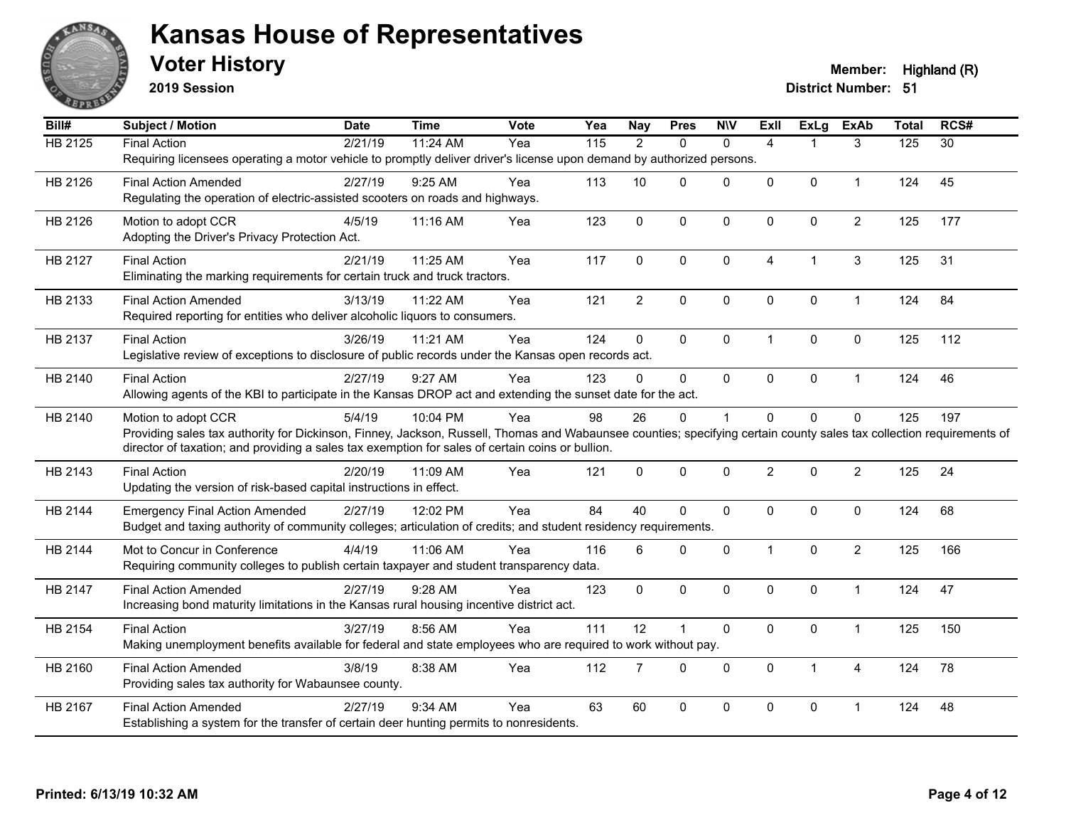# Kansas House of Representatives

## Voter History

**2019 Session**

**Member:** Highland (R)
**District Number:** 51

| Bill# | Subject / Motion | Date | Time | Vote | Yea | Nay | Pres | N\V | ExII | ExLg | ExAb | Total | RCS# |
|---|---|---|---|---|---|---|---|---|---|---|---|---|---|
| HB 2125 | Final Action | 2/21/19 | 11:24 AM | Yea | 115 | 2 | 0 | 0 | 4 | 1 | 3 | 125 | 30 |
| | Requiring licensees operating a motor vehicle to promptly deliver driver's license upon demand by authorized persons. | | | | | | | | | | | | |
| HB 2126 | Final Action Amended | 2/27/19 | 9:25 AM | Yea | 113 | 10 | 0 | 0 | 0 | 0 | 1 | 124 | 45 |
| | Regulating the operation of electric-assisted scooters on roads and highways. | | | | | | | | | | | | |
| HB 2126 | Motion to adopt CCR | 4/5/19 | 11:16 AM | Yea | 123 | 0 | 0 | 0 | 0 | 0 | 2 | 125 | 177 |
| | Adopting the Driver's Privacy Protection Act. | | | | | | | | | | | | |
| HB 2127 | Final Action | 2/21/19 | 11:25 AM | Yea | 117 | 0 | 0 | 0 | 4 | 1 | 3 | 125 | 31 |
| | Eliminating the marking requirements for certain truck and truck tractors. | | | | | | | | | | | | |
| HB 2133 | Final Action Amended | 3/13/19 | 11:22 AM | Yea | 121 | 2 | 0 | 0 | 0 | 0 | 1 | 124 | 84 |
| | Required reporting for entities who deliver alcoholic liquors to consumers. | | | | | | | | | | | | |
| HB 2137 | Final Action | 3/26/19 | 11:21 AM | Yea | 124 | 0 | 0 | 0 | 1 | 0 | 0 | 125 | 112 |
| | Legislative review of exceptions to disclosure of public records under the Kansas open records act. | | | | | | | | | | | | |
| HB 2140 | Final Action | 2/27/19 | 9:27 AM | Yea | 123 | 0 | 0 | 0 | 0 | 0 | 1 | 124 | 46 |
| | Allowing agents of the KBI to participate in the Kansas DROP act and extending the sunset date for the act. | | | | | | | | | | | | |
| HB 2140 | Motion to adopt CCR | 5/4/19 | 10:04 PM | Yea | 98 | 26 | 0 | 1 | 0 | 0 | 0 | 125 | 197 |
| | Providing sales tax authority for Dickinson, Finney, Jackson, Russell, Thomas and Wabaunsee counties; specifying certain county sales tax collection requirements of director of taxation; and providing a sales tax exemption for sales of certain coins or bullion. | | | | | | | | | | | | |
| HB 2143 | Final Action | 2/20/19 | 11:09 AM | Yea | 121 | 0 | 0 | 0 | 2 | 0 | 2 | 125 | 24 |
| | Updating the version of risk-based capital instructions in effect. | | | | | | | | | | | | |
| HB 2144 | Emergency Final Action Amended | 2/27/19 | 12:02 PM | Yea | 84 | 40 | 0 | 0 | 0 | 0 | 0 | 124 | 68 |
| | Budget and taxing authority of community colleges; articulation of credits; and student residency requirements. | | | | | | | | | | | | |
| HB 2144 | Mot to Concur in Conference | 4/4/19 | 11:06 AM | Yea | 116 | 6 | 0 | 0 | 1 | 0 | 2 | 125 | 166 |
| | Requiring community colleges to publish certain taxpayer and student transparency data. | | | | | | | | | | | | |
| HB 2147 | Final Action Amended | 2/27/19 | 9:28 AM | Yea | 123 | 0 | 0 | 0 | 0 | 0 | 1 | 124 | 47 |
| | Increasing bond maturity limitations in the Kansas rural housing incentive district act. | | | | | | | | | | | | |
| HB 2154 | Final Action | 3/27/19 | 8:56 AM | Yea | 111 | 12 | 1 | 0 | 0 | 0 | 1 | 125 | 150 |
| | Making unemployment benefits available for federal and state employees who are required to work without pay. | | | | | | | | | | | | |
| HB 2160 | Final Action Amended | 3/8/19 | 8:38 AM | Yea | 112 | 7 | 0 | 0 | 0 | 1 | 4 | 124 | 78 |
| | Providing sales tax authority for Wabaunsee county. | | | | | | | | | | | | |
| HB 2167 | Final Action Amended | 2/27/19 | 9:34 AM | Yea | 63 | 60 | 0 | 0 | 0 | 0 | 1 | 124 | 48 |
| | Establishing a system for the transfer of certain deer hunting permits to nonresidents. | | | | | | | | | | | | |

**Printed: 6/13/19 10:32 AM**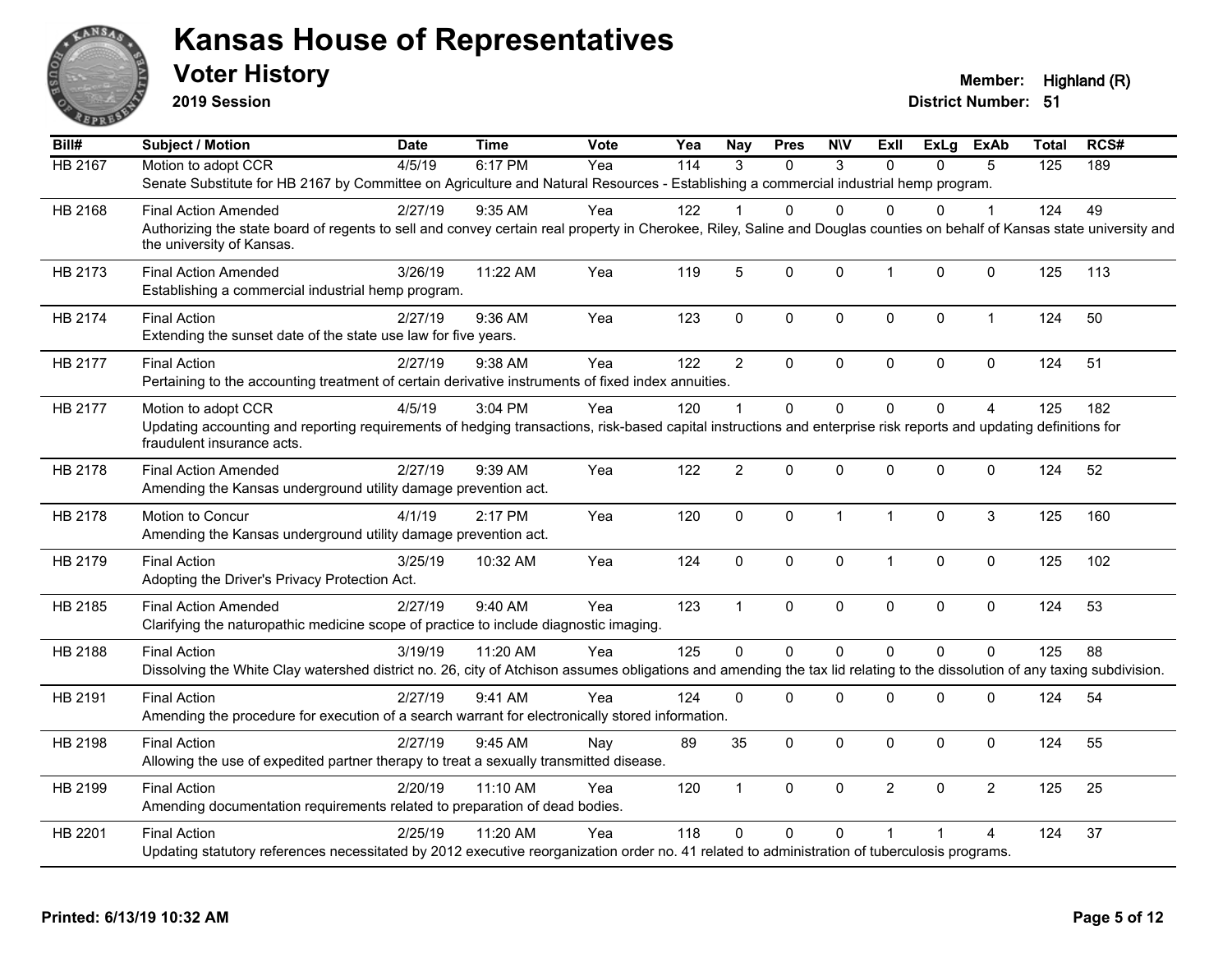# Kansas House of Representatives

## Voter History

**2019 Session**

**Member:** Highland (R)
**District Number:** 51

| Bill# | Subject / Motion | Date | Time | Vote | Yea | Nay | Pres | N\V | ExII | ExLg | ExAb | Total | RCS# |
|---|---|---|---|---|---|---|---|---|---|---|---|---|---|
| HB 2167 | Motion to adopt CCR | 4/5/19 | 6:17 PM | Yea | 114 | 3 | 0 | 3 | 0 | 0 | 5 | 125 | 189 |
| | Senate Substitute for HB 2167 by Committee on Agriculture and Natural Resources - Establishing a commercial industrial hemp program. | | | | | | | | | | | | |
| HB 2168 | Final Action Amended | 2/27/19 | 9:35 AM | Yea | 122 | 1 | 0 | 0 | 0 | 0 | 1 | 124 | 49 |
| | Authorizing the state board of regents to sell and convey certain real property in Cherokee, Riley, Saline and Douglas counties on behalf of Kansas state university and the university of Kansas. | | | | | | | | | | | | |
| HB 2173 | Final Action Amended | 3/26/19 | 11:22 AM | Yea | 119 | 5 | 0 | 0 | 1 | 0 | 0 | 125 | 113 |
| | Establishing a commercial industrial hemp program. | | | | | | | | | | | | |
| HB 2174 | Final Action | 2/27/19 | 9:36 AM | Yea | 123 | 0 | 0 | 0 | 0 | 0 | 1 | 124 | 50 |
| | Extending the sunset date of the state use law for five years. | | | | | | | | | | | | |
| HB 2177 | Final Action | 2/27/19 | 9:38 AM | Yea | 122 | 2 | 0 | 0 | 0 | 0 | 0 | 124 | 51 |
| | Pertaining to the accounting treatment of certain derivative instruments of fixed index annuities. | | | | | | | | | | | | |
| HB 2177 | Motion to adopt CCR | 4/5/19 | 3:04 PM | Yea | 120 | 1 | 0 | 0 | 0 | 0 | 4 | 125 | 182 |
| | Updating accounting and reporting requirements of hedging transactions, risk-based capital instructions and enterprise risk reports and updating definitions for fraudulent insurance acts. | | | | | | | | | | | | |
| HB 2178 | Final Action Amended | 2/27/19 | 9:39 AM | Yea | 122 | 2 | 0 | 0 | 0 | 0 | 0 | 124 | 52 |
| | Amending the Kansas underground utility damage prevention act. | | | | | | | | | | | | |
| HB 2178 | Motion to Concur | 4/1/19 | 2:17 PM | Yea | 120 | 0 | 0 | 1 | 1 | 0 | 3 | 125 | 160 |
| | Amending the Kansas underground utility damage prevention act. | | | | | | | | | | | | |
| HB 2179 | Final Action | 3/25/19 | 10:32 AM | Yea | 124 | 0 | 0 | 0 | 1 | 0 | 0 | 125 | 102 |
| | Adopting the Driver's Privacy Protection Act. | | | | | | | | | | | | |
| HB 2185 | Final Action Amended | 2/27/19 | 9:40 AM | Yea | 123 | 1 | 0 | 0 | 0 | 0 | 0 | 124 | 53 |
| | Clarifying the naturopathic medicine scope of practice to include diagnostic imaging. | | | | | | | | | | | | |
| HB 2188 | Final Action | 3/19/19 | 11:20 AM | Yea | 125 | 0 | 0 | 0 | 0 | 0 | 0 | 125 | 88 |
| | Dissolving the White Clay watershed district no. 26, city of Atchison assumes obligations and amending the tax lid relating to the dissolution of any taxing subdivision. | | | | | | | | | | | | |
| HB 2191 | Final Action | 2/27/19 | 9:41 AM | Yea | 124 | 0 | 0 | 0 | 0 | 0 | 0 | 124 | 54 |
| | Amending the procedure for execution of a search warrant for electronically stored information. | | | | | | | | | | | | |
| HB 2198 | Final Action | 2/27/19 | 9:45 AM | Nay | 89 | 35 | 0 | 0 | 0 | 0 | 0 | 124 | 55 |
| | Allowing the use of expedited partner therapy to treat a sexually transmitted disease. | | | | | | | | | | | | |
| HB 2199 | Final Action | 2/20/19 | 11:10 AM | Yea | 120 | 1 | 0 | 0 | 2 | 0 | 2 | 125 | 25 |
| | Amending documentation requirements related to preparation of dead bodies. | | | | | | | | | | | | |
| HB 2201 | Final Action | 2/25/19 | 11:20 AM | Yea | 118 | 0 | 0 | 0 | 1 | 1 | 4 | 124 | 37 |
| | Updating statutory references necessitated by 2012 executive reorganization order no. 41 related to administration of tuberculosis programs. | | | | | | | | | | | | |

**Printed: 6/13/19 10:32 AM**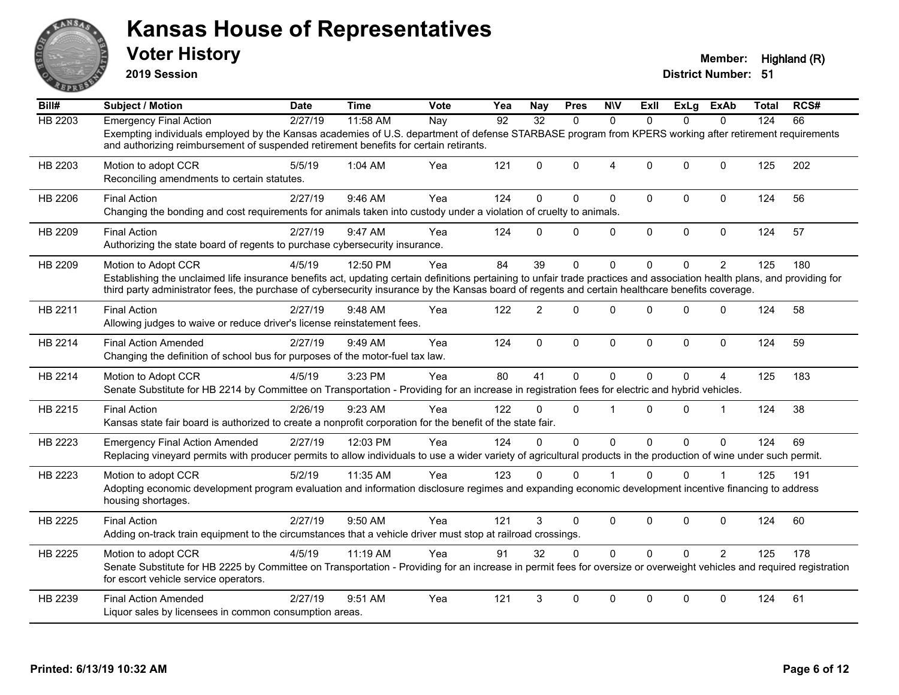# Kansas House of Representatives

## Voter History

**2019 Session**

**Member:** Highland (R)
**District Number:** 51

| Bill# | Subject / Motion | Date | Time | Vote | Yea | Nay | Pres | N\V | ExII | ExLg | ExAb | Total | RCS# |
|---|---|---|---|---|---|---|---|---|---|---|---|---|---|
| HB 2203 | Emergency Final Action | 2/27/19 | 11:58 AM | Nay | 92 | 32 | 0 | 0 | 0 | 0 | 0 | 124 | 66 |
| | Exempting individuals employed by the Kansas academies of U.S. department of defense STARBASE program from KPERS working after retirement requirements and authorizing reimbursement of suspended retirement benefits for certain retirants. | | | | | | | | | | | | |
| HB 2203 | Motion to adopt CCR | 5/5/19 | 1:04 AM | Yea | 121 | 0 | 0 | 4 | 0 | 0 | 0 | 125 | 202 |
| | Reconciling amendments to certain statutes. | | | | | | | | | | | | |
| HB 2206 | Final Action | 2/27/19 | 9:46 AM | Yea | 124 | 0 | 0 | 0 | 0 | 0 | 0 | 124 | 56 |
| | Changing the bonding and cost requirements for animals taken into custody under a violation of cruelty to animals. | | | | | | | | | | | | |
| HB 2209 | Final Action | 2/27/19 | 9:47 AM | Yea | 124 | 0 | 0 | 0 | 0 | 0 | 0 | 124 | 57 |
| | Authorizing the state board of regents to purchase cybersecurity insurance. | | | | | | | | | | | | |
| HB 2209 | Motion to Adopt CCR | 4/5/19 | 12:50 PM | Yea | 84 | 39 | 0 | 0 | 0 | 0 | 2 | 125 | 180 |
| | Establishing the unclaimed life insurance benefits act, updating certain definitions pertaining to unfair trade practices and association health plans, and providing for third party administrator fees, the purchase of cybersecurity insurance by the Kansas board of regents and certain healthcare benefits coverage. | | | | | | | | | | | | |
| HB 2211 | Final Action | 2/27/19 | 9:48 AM | Yea | 122 | 2 | 0 | 0 | 0 | 0 | 0 | 124 | 58 |
| | Allowing judges to waive or reduce driver's license reinstatement fees. | | | | | | | | | | | | |
| HB 2214 | Final Action Amended | 2/27/19 | 9:49 AM | Yea | 124 | 0 | 0 | 0 | 0 | 0 | 0 | 124 | 59 |
| | Changing the definition of school bus for purposes of the motor-fuel tax law. | | | | | | | | | | | | |
| HB 2214 | Motion to Adopt CCR | 4/5/19 | 3:23 PM | Yea | 80 | 41 | 0 | 0 | 0 | 0 | 4 | 125 | 183 |
| | Senate Substitute for HB 2214 by Committee on Transportation - Providing for an increase in registration fees for electric and hybrid vehicles. | | | | | | | | | | | | |
| HB 2215 | Final Action | 2/26/19 | 9:23 AM | Yea | 122 | 0 | 0 | 1 | 0 | 0 | 1 | 124 | 38 |
| | Kansas state fair board is authorized to create a nonprofit corporation for the benefit of the state fair. | | | | | | | | | | | | |
| HB 2223 | Emergency Final Action Amended | 2/27/19 | 12:03 PM | Yea | 124 | 0 | 0 | 0 | 0 | 0 | 0 | 124 | 69 |
| | Replacing vineyard permits with producer permits to allow individuals to use a wider variety of agricultural products in the production of wine under such permit. | | | | | | | | | | | | |
| HB 2223 | Motion to adopt CCR | 5/2/19 | 11:35 AM | Yea | 123 | 0 | 0 | 1 | 0 | 0 | 1 | 125 | 191 |
| | Adopting economic development program evaluation and information disclosure regimes and expanding economic development incentive financing to address housing shortages. | | | | | | | | | | | | |
| HB 2225 | Final Action | 2/27/19 | 9:50 AM | Yea | 121 | 3 | 0 | 0 | 0 | 0 | 0 | 124 | 60 |
| | Adding on-track train equipment to the circumstances that a vehicle driver must stop at railroad crossings. | | | | | | | | | | | | |
| HB 2225 | Motion to adopt CCR | 4/5/19 | 11:19 AM | Yea | 91 | 32 | 0 | 0 | 0 | 0 | 2 | 125 | 178 |
| | Senate Substitute for HB 2225 by Committee on Transportation - Providing for an increase in permit fees for oversize or overweight vehicles and required registration for escort vehicle service operators. | | | | | | | | | | | | |
| HB 2239 | Final Action Amended | 2/27/19 | 9:51 AM | Yea | 121 | 3 | 0 | 0 | 0 | 0 | 0 | 124 | 61 |
| | Liquor sales by licensees in common consumption areas. | | | | | | | | | | | | |

**Printed: 6/13/19 10:32 AM**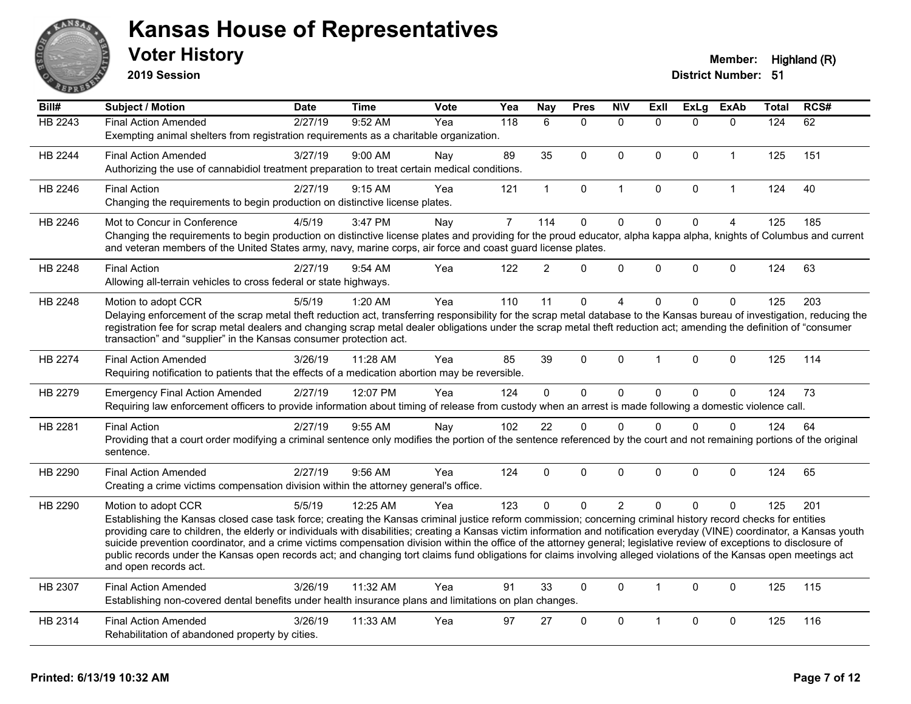# Kansas House of Representatives

## Voter History

**2019 Session**

**Member:** Highland (R)
**District Number:** 51

| Bill# | Subject / Motion | Date | Time | Vote | Yea | Nay | Pres | N\V | ExII | ExLg | ExAb | Total | RCS# |
|---|---|---|---|---|---|---|---|---|---|---|---|---|---|
| HB 2243 | Final Action Amended | 2/27/19 | 9:52 AM | Yea | 118 | 6 | 0 | 0 | 0 | 0 | 0 | 124 | 62 |
| | Exempting animal shelters from registration requirements as a charitable organization. | | | | | | | | | | | | |
| HB 2244 | Final Action Amended | 3/27/19 | 9:00 AM | Nay | 89 | 35 | 0 | 0 | 0 | 0 | 1 | 125 | 151 |
| | Authorizing the use of cannabidiol treatment preparation to treat certain medical conditions. | | | | | | | | | | | | |
| HB 2246 | Final Action | 2/27/19 | 9:15 AM | Yea | 121 | 1 | 0 | 1 | 0 | 0 | 1 | 124 | 40 |
| | Changing the requirements to begin production on distinctive license plates. | | | | | | | | | | | | |
| HB 2246 | Mot to Concur in Conference | 4/5/19 | 3:47 PM | Nay | 7 | 114 | 0 | 0 | 0 | 0 | 4 | 125 | 185 |
| | Changing the requirements to begin production on distinctive license plates and providing for the proud educator, alpha kappa alpha, knights of Columbus and current and veteran members of the United States army, navy, marine corps, air force and coast guard license plates. | | | | | | | | | | | | |
| HB 2248 | Final Action | 2/27/19 | 9:54 AM | Yea | 122 | 2 | 0 | 0 | 0 | 0 | 0 | 124 | 63 |
| | Allowing all-terrain vehicles to cross federal or state highways. | | | | | | | | | | | | |
| HB 2248 | Motion to adopt CCR | 5/5/19 | 1:20 AM | Yea | 110 | 11 | 0 | 4 | 0 | 0 | 0 | 125 | 203 |
| | Delaying enforcement of the scrap metal theft reduction act, transferring responsibility for the scrap metal database to the Kansas bureau of investigation, reducing the registration fee for scrap metal dealers and changing scrap metal dealer obligations under the scrap metal theft reduction act; amending the definition of "consumer transaction" and "supplier" in the Kansas consumer protection act. | | | | | | | | | | | | |
| HB 2274 | Final Action Amended | 3/26/19 | 11:28 AM | Yea | 85 | 39 | 0 | 0 | 1 | 0 | 0 | 125 | 114 |
| | Requiring notification to patients that the effects of a medication abortion may be reversible. | | | | | | | | | | | | |
| HB 2279 | Emergency Final Action Amended | 2/27/19 | 12:07 PM | Yea | 124 | 0 | 0 | 0 | 0 | 0 | 0 | 124 | 73 |
| | Requiring law enforcement officers to provide information about timing of release from custody when an arrest is made following a domestic violence call. | | | | | | | | | | | | |
| HB 2281 | Final Action | 2/27/19 | 9:55 AM | Nay | 102 | 22 | 0 | 0 | 0 | 0 | 0 | 124 | 64 |
| | Providing that a court order modifying a criminal sentence only modifies the portion of the sentence referenced by the court and not remaining portions of the original sentence. | | | | | | | | | | | | |
| HB 2290 | Final Action Amended | 2/27/19 | 9:56 AM | Yea | 124 | 0 | 0 | 0 | 0 | 0 | 0 | 124 | 65 |
| | Creating a crime victims compensation division within the attorney general's office. | | | | | | | | | | | | |
| HB 2290 | Motion to adopt CCR | 5/5/19 | 12:25 AM | Yea | 123 | 0 | 0 | 2 | 0 | 0 | 0 | 125 | 201 |
| | Establishing the Kansas closed case task force; creating the Kansas criminal justice reform commission; concerning criminal history record checks for entities providing care to children, the elderly or individuals with disabilities; creating a Kansas victim information and notification everyday (VINE) coordinator, a Kansas youth suicide prevention coordinator, and a crime victims compensation division within the office of the attorney general; legislative review of exceptions to disclosure of public records under the Kansas open records act; and changing tort claims fund obligations for claims involving alleged violations of the Kansas open meetings act and open records act. | | | | | | | | | | | | |
| HB 2307 | Final Action Amended | 3/26/19 | 11:32 AM | Yea | 91 | 33 | 0 | 0 | 1 | 0 | 0 | 125 | 115 |
| | Establishing non-covered dental benefits under health insurance plans and limitations on plan changes. | | | | | | | | | | | | |
| HB 2314 | Final Action Amended | 3/26/19 | 11:33 AM | Yea | 97 | 27 | 0 | 0 | 1 | 0 | 0 | 125 | 116 |
| | Rehabilitation of abandoned property by cities. | | | | | | | | | | | | |

**Printed: 6/13/19 10:32 AM**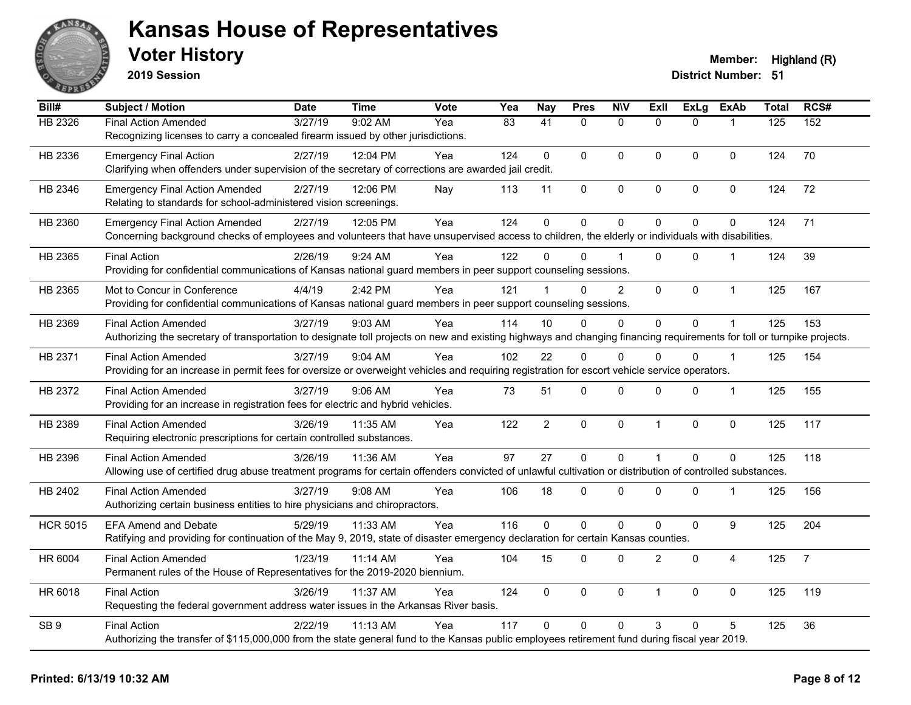# Kansas House of Representatives

## Voter History

**2019 Session**

**Member:** Highland (R)
**District Number:** 51

| Bill# | Subject / Motion | Date | Time | Vote | Yea | Nay | Pres | N\V | ExII | ExLg | ExAb | Total | RCS# |
|---|---|---|---|---|---|---|---|---|---|---|---|---|---|
| HB 2326 | Final Action Amended | 3/27/19 | 9:02 AM | Yea | 83 | 41 | 0 | 0 | 0 | 0 | 1 | 125 | 152 |
| | Recognizing licenses to carry a concealed firearm issued by other jurisdictions. | | | | | | | | | | | | |
| HB 2336 | Emergency Final Action | 2/27/19 | 12:04 PM | Yea | 124 | 0 | 0 | 0 | 0 | 0 | 0 | 124 | 70 |
| | Clarifying when offenders under supervision of the secretary of corrections are awarded jail credit. | | | | | | | | | | | | |
| HB 2346 | Emergency Final Action Amended | 2/27/19 | 12:06 PM | Nay | 113 | 11 | 0 | 0 | 0 | 0 | 0 | 124 | 72 |
| | Relating to standards for school-administered vision screenings. | | | | | | | | | | | | |
| HB 2360 | Emergency Final Action Amended | 2/27/19 | 12:05 PM | Yea | 124 | 0 | 0 | 0 | 0 | 0 | 0 | 124 | 71 |
| | Concerning background checks of employees and volunteers that have unsupervised access to children, the elderly or individuals with disabilities. | | | | | | | | | | | | |
| HB 2365 | Final Action | 2/26/19 | 9:24 AM | Yea | 122 | 0 | 0 | 1 | 0 | 0 | 1 | 124 | 39 |
| | Providing for confidential communications of Kansas national guard members in peer support counseling sessions. | | | | | | | | | | | | |
| HB 2365 | Mot to Concur in Conference | 4/4/19 | 2:42 PM | Yea | 121 | 1 | 0 | 2 | 0 | 0 | 1 | 125 | 167 |
| | Providing for confidential communications of Kansas national guard members in peer support counseling sessions. | | | | | | | | | | | | |
| HB 2369 | Final Action Amended | 3/27/19 | 9:03 AM | Yea | 114 | 10 | 0 | 0 | 0 | 0 | 1 | 125 | 153 |
| | Authorizing the secretary of transportation to designate toll projects on new and existing highways and changing financing requirements for toll or turnpike projects. | | | | | | | | | | | | |
| HB 2371 | Final Action Amended | 3/27/19 | 9:04 AM | Yea | 102 | 22 | 0 | 0 | 0 | 0 | 1 | 125 | 154 |
| | Providing for an increase in permit fees for oversize or overweight vehicles and requiring registration for escort vehicle service operators. | | | | | | | | | | | | |
| HB 2372 | Final Action Amended | 3/27/19 | 9:06 AM | Yea | 73 | 51 | 0 | 0 | 0 | 0 | 1 | 125 | 155 |
| | Providing for an increase in registration fees for electric and hybrid vehicles. | | | | | | | | | | | | |
| HB 2389 | Final Action Amended | 3/26/19 | 11:35 AM | Yea | 122 | 2 | 0 | 0 | 1 | 0 | 0 | 125 | 117 |
| | Requiring electronic prescriptions for certain controlled substances. | | | | | | | | | | | | |
| HB 2396 | Final Action Amended | 3/26/19 | 11:36 AM | Yea | 97 | 27 | 0 | 0 | 1 | 0 | 0 | 125 | 118 |
| | Allowing use of certified drug abuse treatment programs for certain offenders convicted of unlawful cultivation or distribution of controlled substances. | | | | | | | | | | | | |
| HB 2402 | Final Action Amended | 3/27/19 | 9:08 AM | Yea | 106 | 18 | 0 | 0 | 0 | 0 | 1 | 125 | 156 |
| | Authorizing certain business entities to hire physicians and chiropractors. | | | | | | | | | | | | |
| HCR 5015 | EFA Amend and Debate | 5/29/19 | 11:33 AM | Yea | 116 | 0 | 0 | 0 | 0 | 0 | 9 | 125 | 204 |
| | Ratifying and providing for continuation of the May 9, 2019, state of disaster emergency declaration for certain Kansas counties. | | | | | | | | | | | | |
| HR 6004 | Final Action Amended | 1/23/19 | 11:14 AM | Yea | 104 | 15 | 0 | 0 | 2 | 0 | 4 | 125 | 7 |
| | Permanent rules of the House of Representatives for the 2019-2020 biennium. | | | | | | | | | | | | |
| HR 6018 | Final Action | 3/26/19 | 11:37 AM | Yea | 124 | 0 | 0 | 0 | 1 | 0 | 0 | 125 | 119 |
| | Requesting the federal government address water issues in the Arkansas River basis. | | | | | | | | | | | | |
| SB 9 | Final Action | 2/22/19 | 11:13 AM | Yea | 117 | 0 | 0 | 0 | 3 | 0 | 5 | 125 | 36 |
| | Authorizing the transfer of $115,000,000 from the state general fund to the Kansas public employees retirement fund during fiscal year 2019. | | | | | | | | | | | | |

**Printed: 6/13/19 10:32 AM**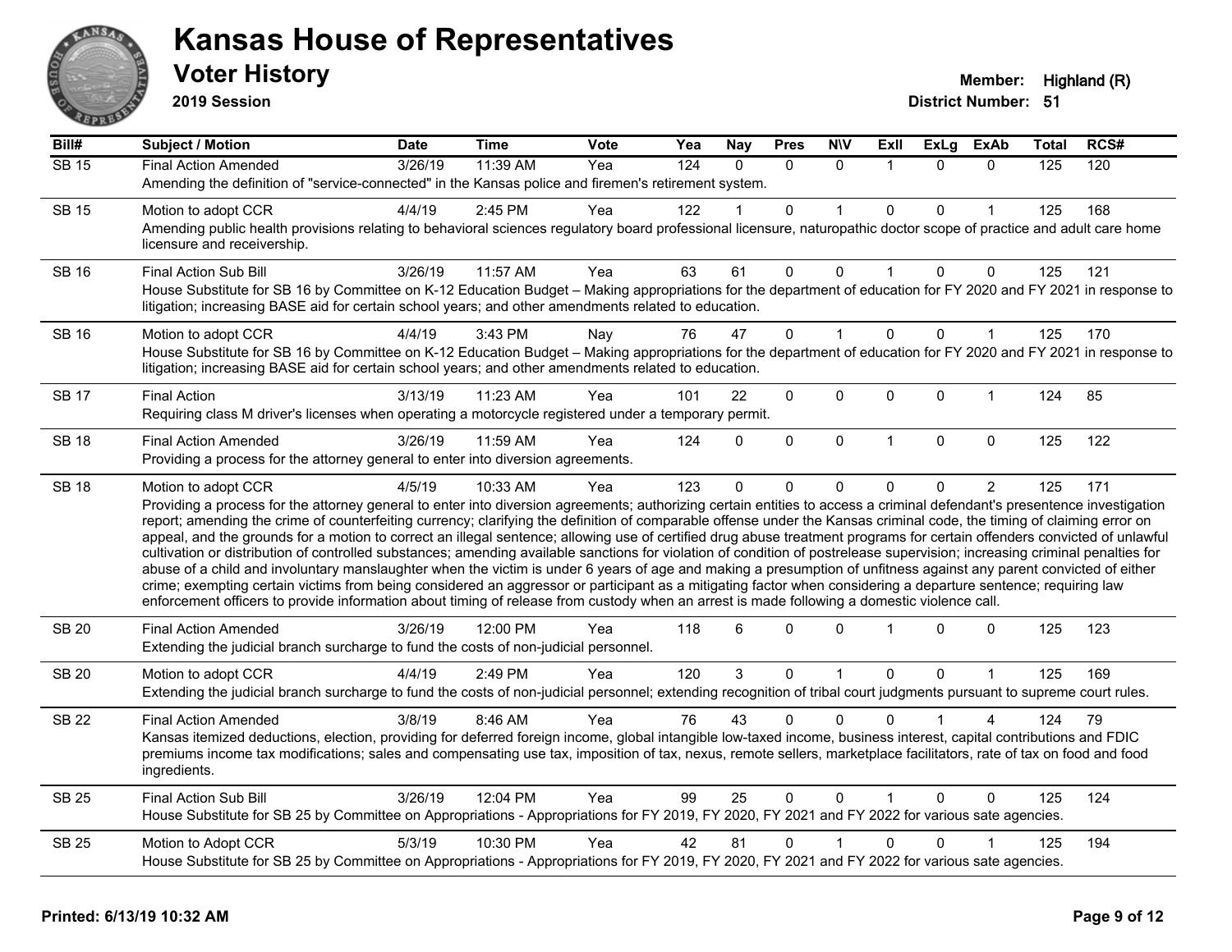# Kansas House of Representatives

## Voter History

**2019 Session**

**Member:** Highland (R)
**District Number:** 51

| Bill# | Subject / Motion | Date | Time | Vote | Yea | Nay | Pres | N\V | ExII | ExLg | ExAb | Total | RCS# |
|---|---|---|---|---|---|---|---|---|---|---|---|---|---|
| SB 15 | Final Action Amended | 3/26/19 | 11:39 AM | Yea | 124 | 0 | 0 | 0 | 1 | 0 | 0 | 125 | 120 |
| | Amending the definition of "service-connected" in the Kansas police and firemen's retirement system. | | | | | | | | | | | | |
| SB 15 | Motion to adopt CCR | 4/4/19 | 2:45 PM | Yea | 122 | 1 | 0 | 1 | 0 | 0 | 1 | 125 | 168 |
| | Amending public health provisions relating to behavioral sciences regulatory board professional licensure, naturopathic doctor scope of practice and adult care home licensure and receivership. | | | | | | | | | | | | |
| SB 16 | Final Action Sub Bill | 3/26/19 | 11:57 AM | Yea | 63 | 61 | 0 | 0 | 1 | 0 | 0 | 125 | 121 |
| | House Substitute for SB 16 by Committee on K-12 Education Budget – Making appropriations for the department of education for FY 2020 and FY 2021 in response to litigation; increasing BASE aid for certain school years; and other amendments related to education. | | | | | | | | | | | | |
| SB 16 | Motion to adopt CCR | 4/4/19 | 3:43 PM | Nay | 76 | 47 | 0 | 1 | 0 | 0 | 1 | 125 | 170 |
| | House Substitute for SB 16 by Committee on K-12 Education Budget – Making appropriations for the department of education for FY 2020 and FY 2021 in response to litigation; increasing BASE aid for certain school years; and other amendments related to education. | | | | | | | | | | | | |
| SB 17 | Final Action | 3/13/19 | 11:23 AM | Yea | 101 | 22 | 0 | 0 | 0 | 0 | 1 | 124 | 85 |
| | Requiring class M driver's licenses when operating a motorcycle registered under a temporary permit. | | | | | | | | | | | | |
| SB 18 | Final Action Amended | 3/26/19 | 11:59 AM | Yea | 124 | 0 | 0 | 0 | 1 | 0 | 0 | 125 | 122 |
| | Providing a process for the attorney general to enter into diversion agreements. | | | | | | | | | | | | |
| SB 18 | Motion to adopt CCR | 4/5/19 | 10:33 AM | Yea | 123 | 0 | 0 | 0 | 0 | 0 | 2 | 125 | 171 |
| | Providing a process for the attorney general to enter into diversion agreements; authorizing certain entities to access a criminal defendant's presentence investigation report; amending the crime of counterfeiting currency; clarifying the definition of comparable offense under the Kansas criminal code, the timing of claiming error on appeal, and the grounds for a motion to correct an illegal sentence; allowing use of certified drug abuse treatment programs for certain offenders convicted of unlawful cultivation or distribution of controlled substances; amending available sanctions for violation of condition of postrelease supervision; increasing criminal penalties for abuse of a child and involuntary manslaughter when the victim is under 6 years of age and making a presumption of unfitness against any parent convicted of either crime; exempting certain victims from being considered an aggressor or participant as a mitigating factor when considering a departure sentence; requiring law enforcement officers to provide information about timing of release from custody when an arrest is made following a domestic violence call. | | | | | | | | | | | | |
| SB 20 | Final Action Amended | 3/26/19 | 12:00 PM | Yea | 118 | 6 | 0 | 0 | 1 | 0 | 0 | 125 | 123 |
| | Extending the judicial branch surcharge to fund the costs of non-judicial personnel. | | | | | | | | | | | | |
| SB 20 | Motion to adopt CCR | 4/4/19 | 2:49 PM | Yea | 120 | 3 | 0 | 1 | 0 | 0 | 1 | 125 | 169 |
| | Extending the judicial branch surcharge to fund the costs of non-judicial personnel; extending recognition of tribal court judgments pursuant to supreme court rules. | | | | | | | | | | | | |
| SB 22 | Final Action Amended | 3/8/19 | 8:46 AM | Yea | 76 | 43 | 0 | 0 | 0 | 1 | 4 | 124 | 79 |
| | Kansas itemized deductions, election, providing for deferred foreign income, global intangible low-taxed income, business interest, capital contributions and FDIC premiums income tax modifications; sales and compensating use tax, imposition of tax, nexus, remote sellers, marketplace facilitators, rate of tax on food and food ingredients. | | | | | | | | | | | | |
| SB 25 | Final Action Sub Bill | 3/26/19 | 12:04 PM | Yea | 99 | 25 | 0 | 0 | 1 | 0 | 0 | 125 | 124 |
| | House Substitute for SB 25 by Committee on Appropriations - Appropriations for FY 2019, FY 2020, FY 2021 and FY 2022 for various sate agencies. | | | | | | | | | | | | |
| SB 25 | Motion to Adopt CCR | 5/3/19 | 10:30 PM | Yea | 42 | 81 | 0 | 1 | 0 | 0 | 1 | 125 | 194 |
| | House Substitute for SB 25 by Committee on Appropriations - Appropriations for FY 2019, FY 2020, FY 2021 and FY 2022 for various sate agencies. | | | | | | | | | | | | |

**Printed: 6/13/19 10:32 AM**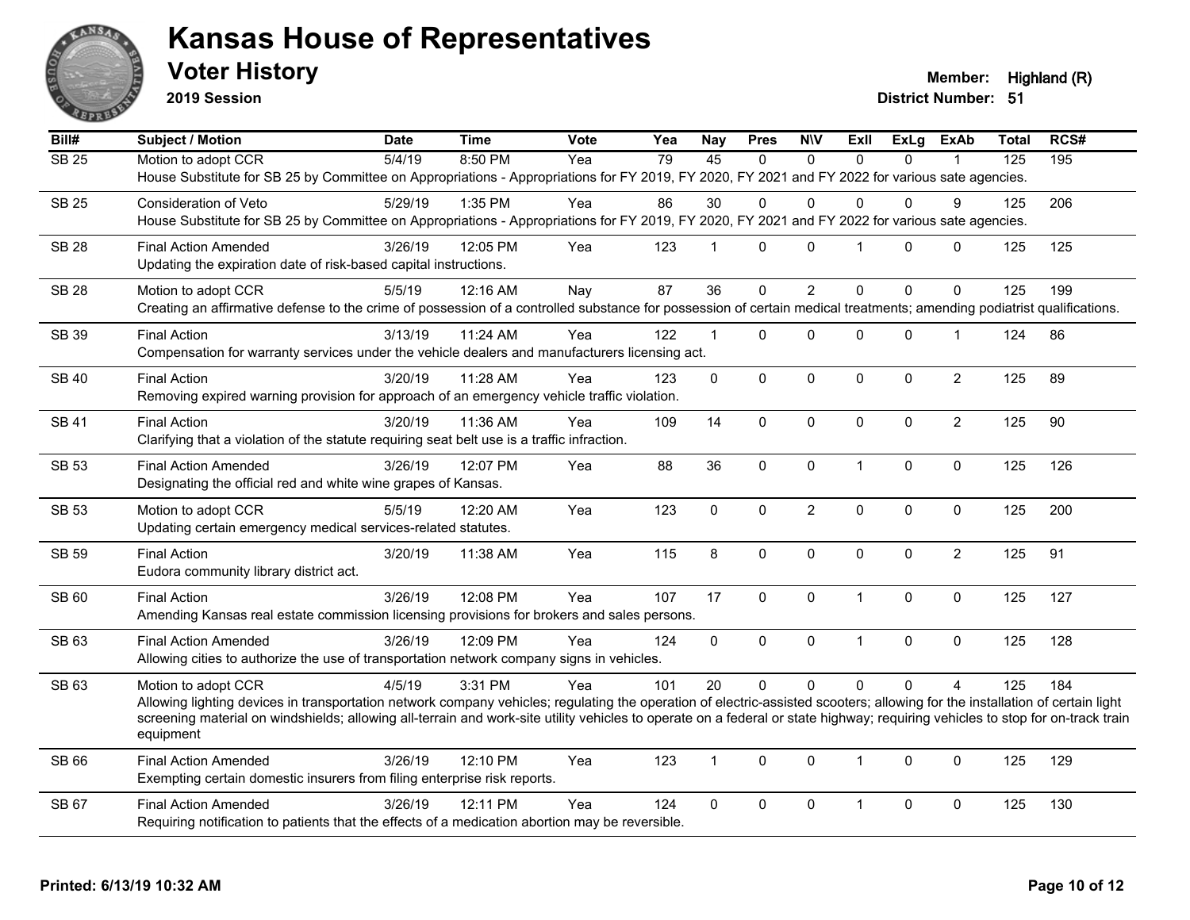# Kansas House of Representatives

## Voter History

**2019 Session**

**Member:** Highland (R)
**District Number:** 51

| Bill# | Subject / Motion | Date | Time | Vote | Yea | Nay | Pres | N\V | ExII | ExLg | ExAb | Total | RCS# |
|---|---|---|---|---|---|---|---|---|---|---|---|---|---|
| SB 25 | Motion to adopt CCR | 5/4/19 | 8:50 PM | Yea | 79 | 45 | 0 | 0 | 0 | 0 | 1 | 125 | 195 |
| | House Substitute for SB 25 by Committee on Appropriations - Appropriations for FY 2019, FY 2020, FY 2021 and FY 2022 for various sate agencies. | | | | | | | | | | | | |
| SB 25 | Consideration of Veto | 5/29/19 | 1:35 PM | Yea | 86 | 30 | 0 | 0 | 0 | 0 | 9 | 125 | 206 |
| | House Substitute for SB 25 by Committee on Appropriations - Appropriations for FY 2019, FY 2020, FY 2021 and FY 2022 for various sate agencies. | | | | | | | | | | | | |
| SB 28 | Final Action Amended | 3/26/19 | 12:05 PM | Yea | 123 | 1 | 0 | 0 | 1 | 0 | 0 | 125 | 125 |
| | Updating the expiration date of risk-based capital instructions. | | | | | | | | | | | | |
| SB 28 | Motion to adopt CCR | 5/5/19 | 12:16 AM | Nay | 87 | 36 | 0 | 2 | 0 | 0 | 0 | 125 | 199 |
| | Creating an affirmative defense to the crime of possession of a controlled substance for possession of certain medical treatments; amending podiatrist qualifications. | | | | | | | | | | | | |
| SB 39 | Final Action | 3/13/19 | 11:24 AM | Yea | 122 | 1 | 0 | 0 | 0 | 0 | 1 | 124 | 86 |
| | Compensation for warranty services under the vehicle dealers and manufacturers licensing act. | | | | | | | | | | | | |
| SB 40 | Final Action | 3/20/19 | 11:28 AM | Yea | 123 | 0 | 0 | 0 | 0 | 0 | 2 | 125 | 89 |
| | Removing expired warning provision for approach of an emergency vehicle traffic violation. | | | | | | | | | | | | |
| SB 41 | Final Action | 3/20/19 | 11:36 AM | Yea | 109 | 14 | 0 | 0 | 0 | 0 | 2 | 125 | 90 |
| | Clarifying that a violation of the statute requiring seat belt use is a traffic infraction. | | | | | | | | | | | | |
| SB 53 | Final Action Amended | 3/26/19 | 12:07 PM | Yea | 88 | 36 | 0 | 0 | 1 | 0 | 0 | 125 | 126 |
| | Designating the official red and white wine grapes of Kansas. | | | | | | | | | | | | |
| SB 53 | Motion to adopt CCR | 5/5/19 | 12:20 AM | Yea | 123 | 0 | 0 | 2 | 0 | 0 | 0 | 125 | 200 |
| | Updating certain emergency medical services-related statutes. | | | | | | | | | | | | |
| SB 59 | Final Action | 3/20/19 | 11:38 AM | Yea | 115 | 8 | 0 | 0 | 0 | 0 | 2 | 125 | 91 |
| | Eudora community library district act. | | | | | | | | | | | | |
| SB 60 | Final Action | 3/26/19 | 12:08 PM | Yea | 107 | 17 | 0 | 0 | 1 | 0 | 0 | 125 | 127 |
| | Amending Kansas real estate commission licensing provisions for brokers and sales persons. | | | | | | | | | | | | |
| SB 63 | Final Action Amended | 3/26/19 | 12:09 PM | Yea | 124 | 0 | 0 | 0 | 1 | 0 | 0 | 125 | 128 |
| | Allowing cities to authorize the use of transportation network company signs in vehicles. | | | | | | | | | | | | |
| SB 63 | Motion to adopt CCR | 4/5/19 | 3:31 PM | Yea | 101 | 20 | 0 | 0 | 0 | 0 | 4 | 125 | 184 |
| | Allowing lighting devices in transportation network company vehicles; regulating the operation of electric-assisted scooters; allowing for the installation of certain light screening material on windshields; allowing all-terrain and work-site utility vehicles to operate on a federal or state highway; requiring vehicles to stop for on-track train equipment | | | | | | | | | | | | |
| SB 66 | Final Action Amended | 3/26/19 | 12:10 PM | Yea | 123 | 1 | 0 | 0 | 1 | 0 | 0 | 125 | 129 |
| | Exempting certain domestic insurers from filing enterprise risk reports. | | | | | | | | | | | | |
| SB 67 | Final Action Amended | 3/26/19 | 12:11 PM | Yea | 124 | 0 | 0 | 0 | 1 | 0 | 0 | 125 | 130 |
| | Requiring notification to patients that the effects of a medication abortion may be reversible. | | | | | | | | | | | | |

**Printed: 6/13/19 10:32 AM**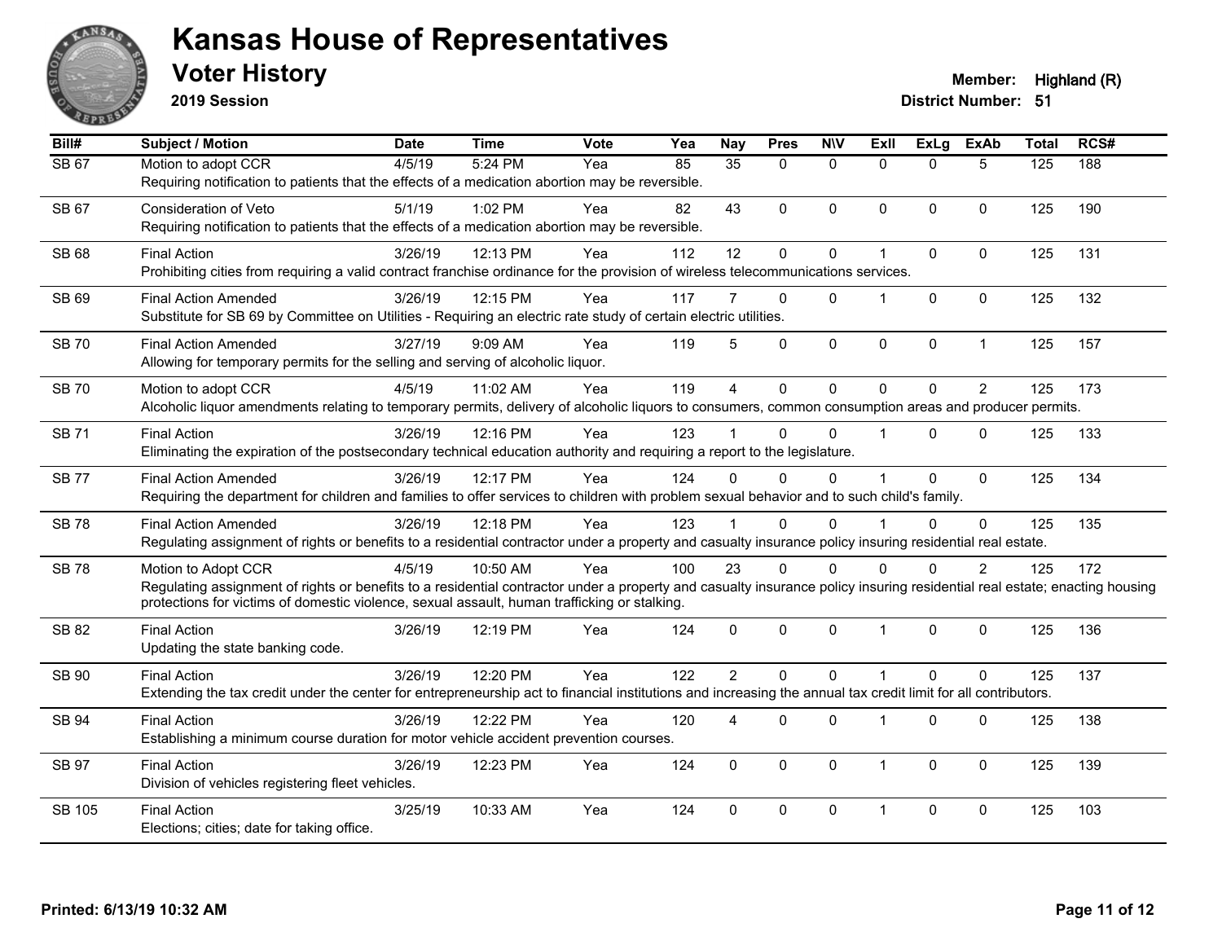# Kansas House of Representatives

## Voter History

**2019 Session**

**Member:** Highland (R)
**District Number:** 51

| Bill# | Subject / Motion | Date | Time | Vote | Yea | Nay | Pres | N\V | ExII | ExLg | ExAb | Total | RCS# |
|---|---|---|---|---|---|---|---|---|---|---|---|---|---|
| SB 67 | Motion to adopt CCR | 4/5/19 | 5:24 PM | Yea | 85 | 35 | 0 | 0 | 0 | 0 | 5 | 125 | 188 |
| | Requiring notification to patients that the effects of a medication abortion may be reversible. | | | | | | | | | | | | |
| SB 67 | Consideration of Veto | 5/1/19 | 1:02 PM | Yea | 82 | 43 | 0 | 0 | 0 | 0 | 0 | 125 | 190 |
| | Requiring notification to patients that the effects of a medication abortion may be reversible. | | | | | | | | | | | | |
| SB 68 | Final Action | 3/26/19 | 12:13 PM | Yea | 112 | 12 | 0 | 0 | 1 | 0 | 0 | 125 | 131 |
| | Prohibiting cities from requiring a valid contract franchise ordinance for the provision of wireless telecommunications services. | | | | | | | | | | | | |
| SB 69 | Final Action Amended | 3/26/19 | 12:15 PM | Yea | 117 | 7 | 0 | 0 | 1 | 0 | 0 | 125 | 132 |
| | Substitute for SB 69 by Committee on Utilities - Requiring an electric rate study of certain electric utilities. | | | | | | | | | | | | |
| SB 70 | Final Action Amended | 3/27/19 | 9:09 AM | Yea | 119 | 5 | 0 | 0 | 0 | 0 | 1 | 125 | 157 |
| | Allowing for temporary permits for the selling and serving of alcoholic liquor. | | | | | | | | | | | | |
| SB 70 | Motion to adopt CCR | 4/5/19 | 11:02 AM | Yea | 119 | 4 | 0 | 0 | 0 | 0 | 2 | 125 | 173 |
| | Alcoholic liquor amendments relating to temporary permits, delivery of alcoholic liquors to consumers, common consumption areas and producer permits. | | | | | | | | | | | | |
| SB 71 | Final Action | 3/26/19 | 12:16 PM | Yea | 123 | 1 | 0 | 0 | 1 | 0 | 0 | 125 | 133 |
| | Eliminating the expiration of the postsecondary technical education authority and requiring a report to the legislature. | | | | | | | | | | | | |
| SB 77 | Final Action Amended | 3/26/19 | 12:17 PM | Yea | 124 | 0 | 0 | 0 | 1 | 0 | 0 | 125 | 134 |
| | Requiring the department for children and families to offer services to children with problem sexual behavior and to such child's family. | | | | | | | | | | | | |
| SB 78 | Final Action Amended | 3/26/19 | 12:18 PM | Yea | 123 | 1 | 0 | 0 | 1 | 0 | 0 | 125 | 135 |
| | Regulating assignment of rights or benefits to a residential contractor under a property and casualty insurance policy insuring residential real estate. | | | | | | | | | | | | |
| SB 78 | Motion to Adopt CCR | 4/5/19 | 10:50 AM | Yea | 100 | 23 | 0 | 0 | 0 | 0 | 2 | 125 | 172 |
| | Regulating assignment of rights or benefits to a residential contractor under a property and casualty insurance policy insuring residential real estate; enacting housing protections for victims of domestic violence, sexual assault, human trafficking or stalking. | | | | | | | | | | | | |
| SB 82 | Final Action | 3/26/19 | 12:19 PM | Yea | 124 | 0 | 0 | 0 | 1 | 0 | 0 | 125 | 136 |
| | Updating the state banking code. | | | | | | | | | | | | |
| SB 90 | Final Action | 3/26/19 | 12:20 PM | Yea | 122 | 2 | 0 | 0 | 1 | 0 | 0 | 125 | 137 |
| | Extending the tax credit under the center for entrepreneurship act to financial institutions and increasing the annual tax credit limit for all contributors. | | | | | | | | | | | | |
| SB 94 | Final Action | 3/26/19 | 12:22 PM | Yea | 120 | 4 | 0 | 0 | 1 | 0 | 0 | 125 | 138 |
| | Establishing a minimum course duration for motor vehicle accident prevention courses. | | | | | | | | | | | | |
| SB 97 | Final Action | 3/26/19 | 12:23 PM | Yea | 124 | 0 | 0 | 0 | 1 | 0 | 0 | 125 | 139 |
| | Division of vehicles registering fleet vehicles. | | | | | | | | | | | | |
| SB 105 | Final Action | 3/25/19 | 10:33 AM | Yea | 124 | 0 | 0 | 0 | 1 | 0 | 0 | 125 | 103 |
| | Elections; cities; date for taking office. | | | | | | | | | | | | |

Printed: 6/13/19 10:32 AM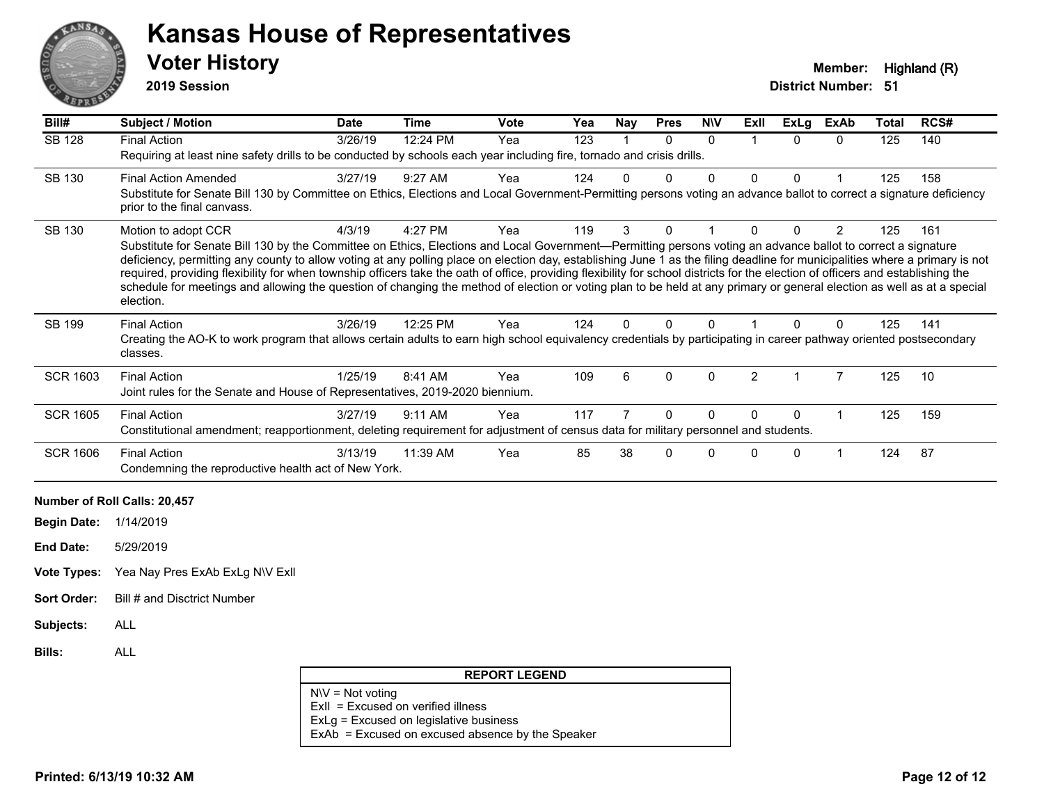# Kansas House of Representatives

## Voter History

**2019 Session**

**Member:** Highland (R)
**District Number:** 51

| Bill# | Subject / Motion | Date | Time | Vote | Yea | Nay | Pres | N\V | ExIl | ExLg | ExAb | Total | RCS# |
|---|---|---|---|---|---|---|---|---|---|---|---|---|---|
| SB 128 | Final Action | 3/26/19 | 12:24 PM | Yea | 123 | 1 | 0 | 0 | 1 | 0 | 0 | 125 | 140 |
| | Requiring at least nine safety drills to be conducted by schools each year including fire, tornado and crisis drills. | | | | | | | | | | | | |
| SB 130 | Final Action Amended | 3/27/19 | 9:27 AM | Yea | 124 | 0 | 0 | 0 | 0 | 0 | 1 | 125 | 158 |
| | Substitute for Senate Bill 130 by Committee on Ethics, Elections and Local Government-Permitting persons voting an advance ballot to correct a signature deficiency prior to the final canvass. | | | | | | | | | | | | |
| SB 130 | Motion to adopt CCR | 4/3/19 | 4:27 PM | Yea | 119 | 3 | 0 | 1 | 0 | 0 | 2 | 125 | 161 |
| | Substitute for Senate Bill 130 by the Committee on Ethics, Elections and Local Government—Permitting persons voting an advance ballot to correct a signature deficiency, permitting any county to allow voting at any polling place on election day, establishing June 1 as the filing deadline for municipalities where a primary is not required, providing flexibility for when township officers take the oath of office, providing flexibility for school districts for the election of officers and establishing the schedule for meetings and allowing the question of changing the method of election or voting plan to be held at any primary or general election as well as at a special election. | | | | | | | | | | | | |
| SB 199 | Final Action | 3/26/19 | 12:25 PM | Yea | 124 | 0 | 0 | 0 | 1 | 0 | 0 | 125 | 141 |
| | Creating the AO-K to work program that allows certain adults to earn high school equivalency credentials by participating in career pathway oriented postsecondary classes. | | | | | | | | | | | | |
| SCR 1603 | Final Action | 1/25/19 | 8:41 AM | Yea | 109 | 6 | 0 | 0 | 2 | 1 | 7 | 125 | 10 |
| | Joint rules for the Senate and House of Representatives, 2019-2020 biennium. | | | | | | | | | | | | |
| SCR 1605 | Final Action | 3/27/19 | 9:11 AM | Yea | 117 | 7 | 0 | 0 | 0 | 0 | 1 | 125 | 159 |
| | Constitutional amendment; reapportionment, deleting requirement for adjustment of census data for military personnel and students. | | | | | | | | | | | | |
| SCR 1606 | Final Action | 3/13/19 | 11:39 AM | Yea | 85 | 38 | 0 | 0 | 0 | 0 | 1 | 124 | 87 |
| | Condemning the reproductive health act of New York. | | | | | | | | | | | | |

**Number of Roll Calls: 20,457**

**Begin Date:** 1/14/2019

**End Date:** 5/29/2019

**Vote Types:** Yea Nay Pres ExAb ExLg N\V ExIl

**Sort Order:** Bill # and Disctrict Number

**Subjects:** ALL

**Bills:** ALL

**REPORT LEGEND**

N\V = Not voting
ExIl = Excused on verified illness
ExLg = Excused on legislative business
ExAb = Excused on excused absence by the Speaker

**Printed: 6/13/19 10:32 AM**